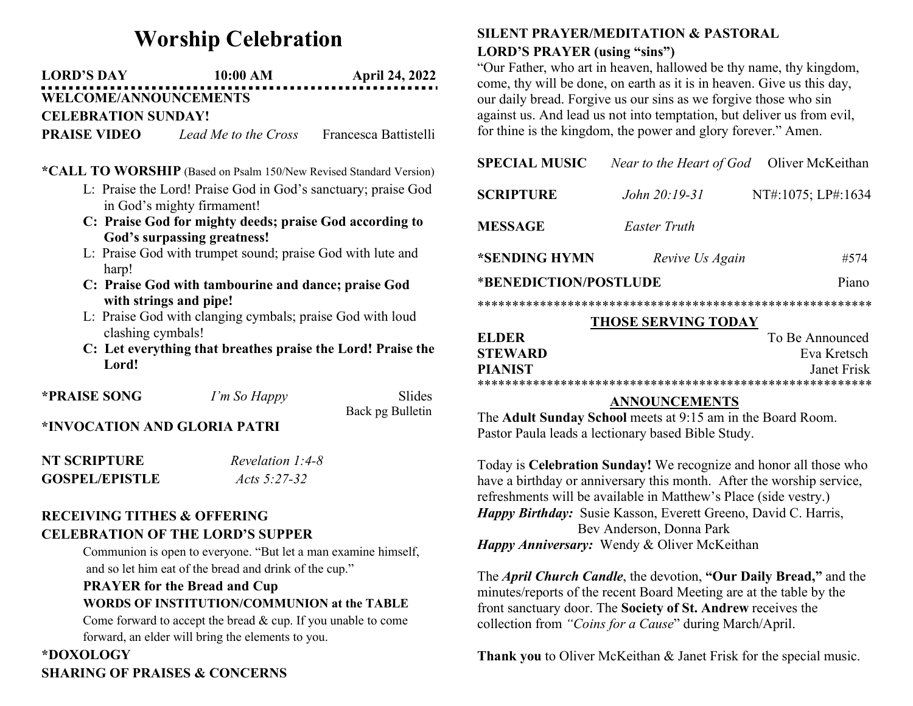# Worship Celebration

**LORD'S DAY** **10:00 AM** **April 24, 2022**

**WELCOME/ANNOUNCEMENTS**

**CELEBRATION SUNDAY!**

**PRAISE VIDEO** *Lead Me to the Cross* Francesca Battistelli

***CALL TO WORSHIP** (Based on Psalm 150/New Revised Standard Version)

L: Praise the Lord! Praise God in God's sanctuary; praise God in God's mighty firmament!

**C: Praise God for mighty deeds; praise God according to God's surpassing greatness!**

L: Praise God with trumpet sound; praise God with lute and harp!

**C: Praise God with tambourine and dance; praise God with strings and pipe!**

L: Praise God with clanging cymbals; praise God with loud clashing cymbals!

**C: Let everything that breathes praise the Lord! Praise the Lord!**

***PRAISE SONG** *I'm So Happy* Slides
Back pg Bulletin

***INVOCATION AND GLORIA PATRI**

**NT SCRIPTURE** *Revelation 1:4-8*

**GOSPEL/EPISTLE** *Acts 5:27-32*

**RECEIVING TITHES & OFFERING**

**CELEBRATION OF THE LORD'S SUPPER**

Communion is open to everyone. "But let a man examine himself, and so let him eat of the bread and drink of the cup."

**PRAYER for the Bread and Cup**

**WORDS OF INSTITUTION/COMMUNION at the TABLE**

Come forward to accept the bread & cup. If you unable to come forward, an elder will bring the elements to you.

***DOXOLOGY**

**SHARING OF PRAISES & CONCERNS**

**SILENT PRAYER/MEDITATION & PASTORAL**

**LORD'S PRAYER (using "sins")**

"Our Father, who art in heaven, hallowed be thy name, thy kingdom, come, thy will be done, on earth as it is in heaven. Give us this day, our daily bread. Forgive us our sins as we forgive those who sin against us. And lead us not into temptation, but deliver us from evil, for thine is the kingdom, the power and glory forever." Amen.

**SPECIAL MUSIC** *Near to the Heart of God* Oliver McKeithan

**SCRIPTURE** *John 20:19-31* NT#:1075; LP#:1634

**MESSAGE** *Easter Truth*

***SENDING HYMN** *Revive Us Again* #574

***BENEDICTION/POSTLUDE** Piano

*******************************************************

**THOSE SERVING TODAY**

**ELDER** To Be Announced
**STEWARD** Eva Kretsch
**PIANIST** Janet Frisk

*******************************************************

**ANNOUNCEMENTS**

The **Adult Sunday School** meets at 9:15 am in the Board Room. Pastor Paula leads a lectionary based Bible Study.

Today is **Celebration Sunday!** We recognize and honor all those who have a birthday or anniversary this month. After the worship service, refreshments will be available in Matthew's Place (side vestry.)

***Happy Birthday:*** Susie Kasson, Everett Greeno, David C. Harris, Bev Anderson, Donna Park

***Happy Anniversary:*** Wendy & Oliver McKeithan

The ***April Church Candle***, the devotion, **"Our Daily Bread,"** and the minutes/reports of the recent Board Meeting are at the table by the front sanctuary door. The **Society of St. Andrew** receives the collection from *"Coins for a Cause*" during March/April.

**Thank you** to Oliver McKeithan & Janet Frisk for the special music.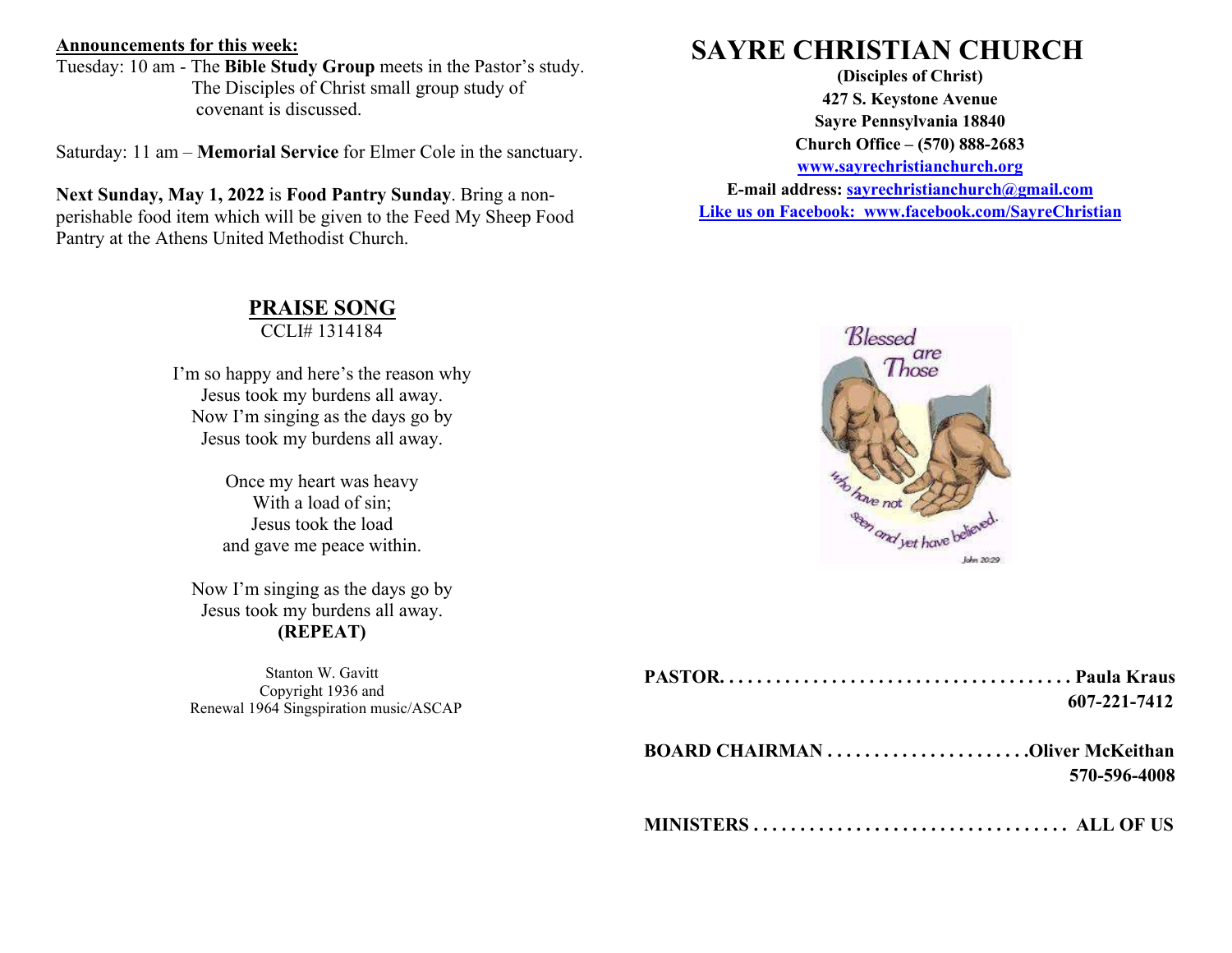**Announcements for this week:**

Tuesday: 10 am - The **Bible Study Group** meets in the Pastor's study. The Disciples of Christ small group study of covenant is discussed.

Saturday: 11 am – **Memorial Service** for Elmer Cole in the sanctuary.

**Next Sunday, May 1, 2022** is **Food Pantry Sunday**. Bring a non-perishable food item which will be given to the Feed My Sheep Food Pantry at the Athens United Methodist Church.

## PRAISE SONG

CCLI# 1314184

I'm so happy and here's the reason why
Jesus took my burdens all away.
Now I'm singing as the days go by
Jesus took my burdens all away.

Once my heart was heavy
With a load of sin;
Jesus took the load
and gave me peace within.

Now I'm singing as the days go by
Jesus took my burdens all away.
**(REPEAT)**

Stanton W. Gavitt
Copyright 1936 and
Renewal 1964 Singspiration music/ASCAP

# SAYRE CHRISTIAN CHURCH

**(Disciples of Christ)**
**427 S. Keystone Avenue**
**Sayre Pennsylvania 18840**
**Church Office – (570) 888-2683**
**www.sayrechristianchurch.org**
**E-mail address: sayrechristianchurch@gmail.com**
**Like us on Facebook: www.facebook.com/SayreChristian**

Blessed are Those who have not seen and yet have believed.
John 20:29

**PASTOR. . . . . . . . . . . . . . . . . . . . . . . . . . . . . . . . . . . . . Paula Kraus**
**607-221-7412**

**BOARD CHAIRMAN . . . . . . . . . . . . . . . . . . . . . .Oliver McKeithan**
**570-596-4008**

**MINISTERS . . . . . . . . . . . . . . . . . . . . . . . . . . . . . . . . . ALL OF US**